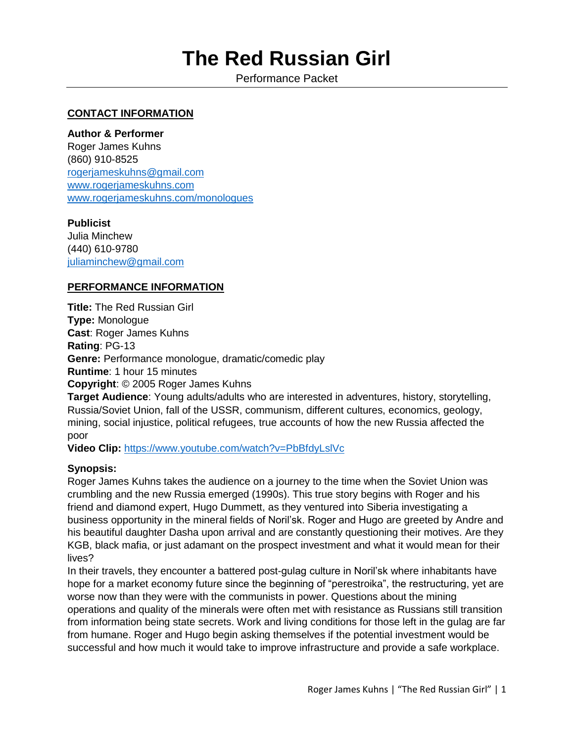# The Red Russian Girl

Performance Packet

## CONTACT INFORMATION

**Author & Performer**
Roger James Kuhns
(860) 910-8525
rogerjameskuhns@gmail.com
www.rogerjameskuhns.com
www.rogerjameskuhns.com/monologues

**Publicist**
Julia Minchew
(440) 610-9780
juliaminchew@gmail.com

## PERFORMANCE INFORMATION

**Title:** The Red Russian Girl
**Type:** Monologue
**Cast**: Roger James Kuhns
**Rating**: PG-13
**Genre:** Performance monologue, dramatic/comedic play
**Runtime**: 1 hour 15 minutes
**Copyright**: © 2005 Roger James Kuhns
**Target Audience**: Young adults/adults who are interested in adventures, history, storytelling, Russia/Soviet Union, fall of the USSR, communism, different cultures, economics, geology, mining, social injustice, political refugees, true accounts of how the new Russia affected the poor
**Video Clip:** https://www.youtube.com/watch?v=PbBfdyLslVc

**Synopsis:**
Roger James Kuhns takes the audience on a journey to the time when the Soviet Union was crumbling and the new Russia emerged (1990s). This true story begins with Roger and his friend and diamond expert, Hugo Dummett, as they ventured into Siberia investigating a business opportunity in the mineral fields of Noril'sk. Roger and Hugo are greeted by Andre and his beautiful daughter Dasha upon arrival and are constantly questioning their motives. Are they KGB, black mafia, or just adamant on the prospect investment and what it would mean for their lives?
In their travels, they encounter a battered post-gulag culture in Noril'sk where inhabitants have hope for a market economy future since the beginning of "perestroika", the restructuring, yet are worse now than they were with the communists in power. Questions about the mining operations and quality of the minerals were often met with resistance as Russians still transition from information being state secrets. Work and living conditions for those left in the gulag are far from humane. Roger and Hugo begin asking themselves if the potential investment would be successful and how much it would take to improve infrastructure and provide a safe workplace.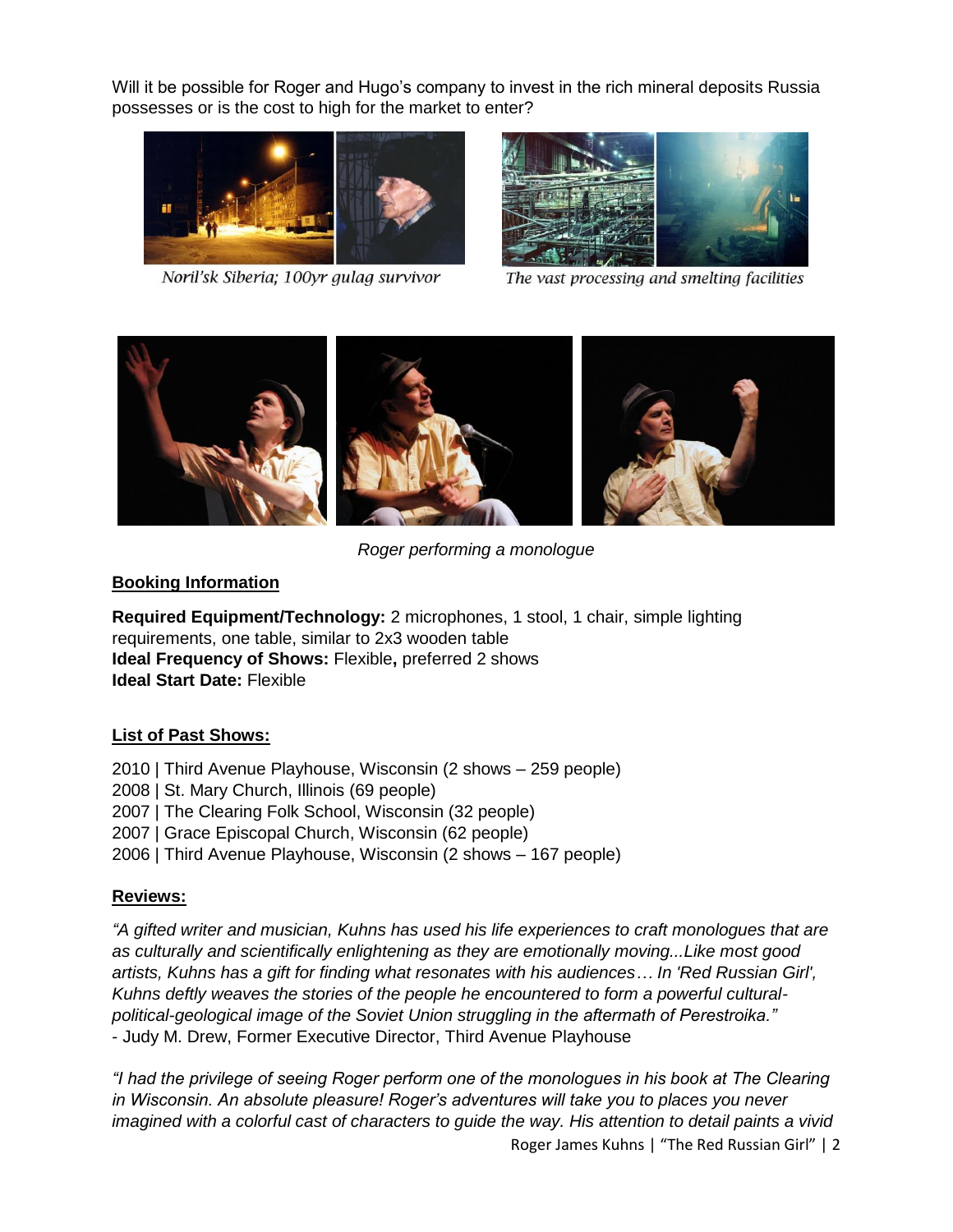Will it be possible for Roger and Hugo's company to invest in the rich mineral deposits Russia possesses or is the cost to high for the market to enter?

*Noril'sk Siberia; 100yr gulag survivor*

*The vast processing and smelting facilities*

*Roger performing a monologue*

## Booking Information

**Required Equipment/Technology:** 2 microphones, 1 stool, 1 chair, simple lighting requirements, one table, similar to 2x3 wooden table
**Ideal Frequency of Shows:** Flexible**,** preferred 2 shows
**Ideal Start Date:** Flexible

## List of Past Shows:

2010 | Third Avenue Playhouse, Wisconsin (2 shows – 259 people)
2008 | St. Mary Church, Illinois (69 people)
2007 | The Clearing Folk School, Wisconsin (32 people)
2007 | Grace Episcopal Church, Wisconsin (62 people)
2006 | Third Avenue Playhouse, Wisconsin (2 shows – 167 people)

## Reviews:

*"A gifted writer and musician, Kuhns has used his life experiences to craft monologues that are as culturally and scientifically enlightening as they are emotionally moving...Like most good artists, Kuhns has a gift for finding what resonates with his audiences… In 'Red Russian Girl', Kuhns deftly weaves the stories of the people he encountered to form a powerful cultural-political-geological image of the Soviet Union struggling in the aftermath of Perestroika."*
- Judy M. Drew, Former Executive Director, Third Avenue Playhouse

*"I had the privilege of seeing Roger perform one of the monologues in his book at The Clearing in Wisconsin. An absolute pleasure! Roger's adventures will take you to places you never imagined with a colorful cast of characters to guide the way. His attention to detail paints a vivid*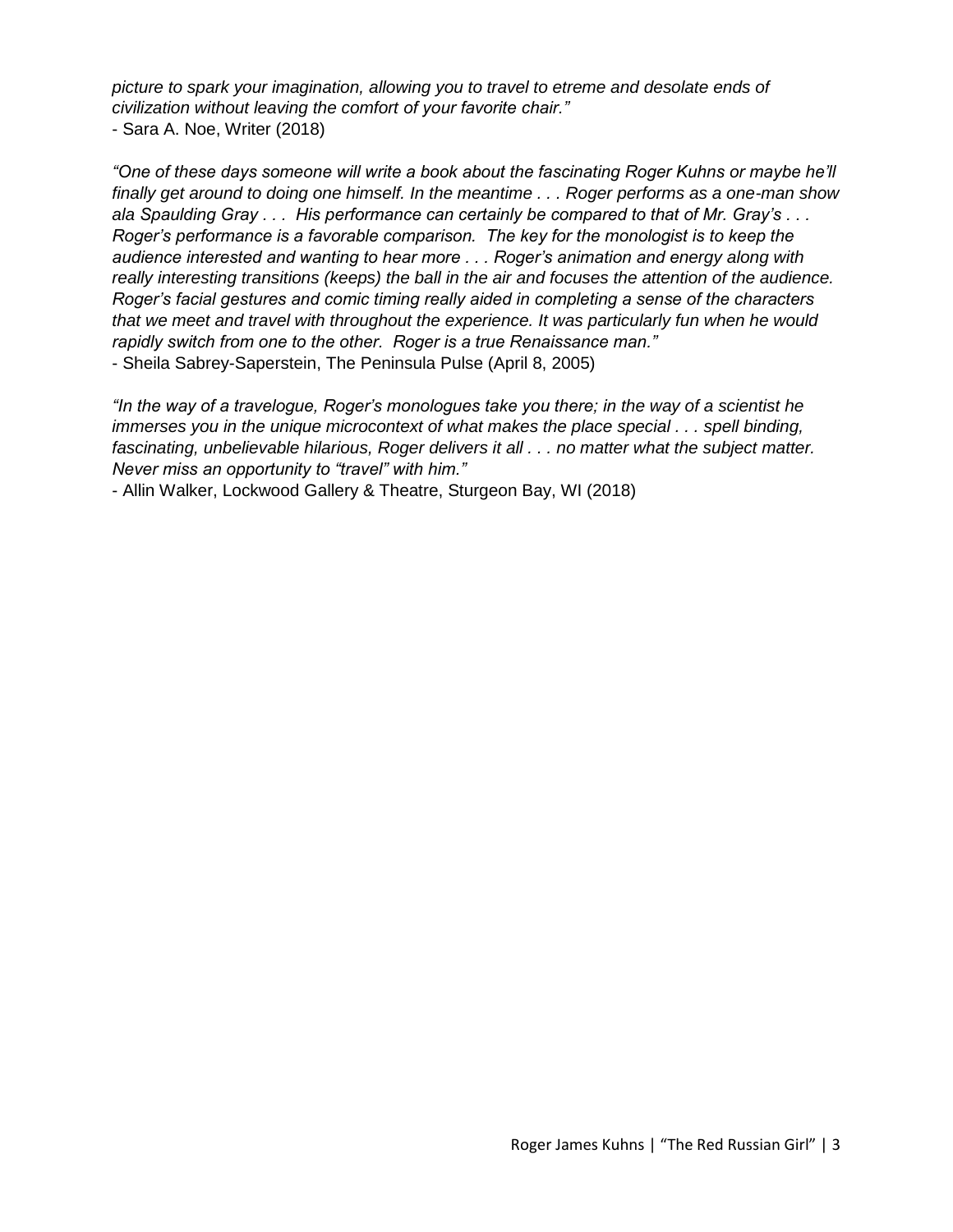*picture to spark your imagination, allowing you to travel to etreme and desolate ends of civilization without leaving the comfort of your favorite chair."*
- Sara A. Noe, Writer (2018)

*"One of these days someone will write a book about the fascinating Roger Kuhns or maybe he'll finally get around to doing one himself. In the meantime . . . Roger performs as a one-man show ala Spaulding Gray . . . His performance can certainly be compared to that of Mr. Gray's . . . Roger's performance is a favorable comparison. The key for the monologist is to keep the audience interested and wanting to hear more . . . Roger's animation and energy along with really interesting transitions (keeps) the ball in the air and focuses the attention of the audience. Roger's facial gestures and comic timing really aided in completing a sense of the characters that we meet and travel with throughout the experience. It was particularly fun when he would rapidly switch from one to the other. Roger is a true Renaissance man."*
- Sheila Sabrey-Saperstein, The Peninsula Pulse (April 8, 2005)

*"In the way of a travelogue, Roger's monologues take you there; in the way of a scientist he immerses you in the unique microcontext of what makes the place special . . . spell binding, fascinating, unbelievable hilarious, Roger delivers it all . . . no matter what the subject matter. Never miss an opportunity to "travel" with him."*
- Allin Walker, Lockwood Gallery & Theatre, Sturgeon Bay, WI (2018)